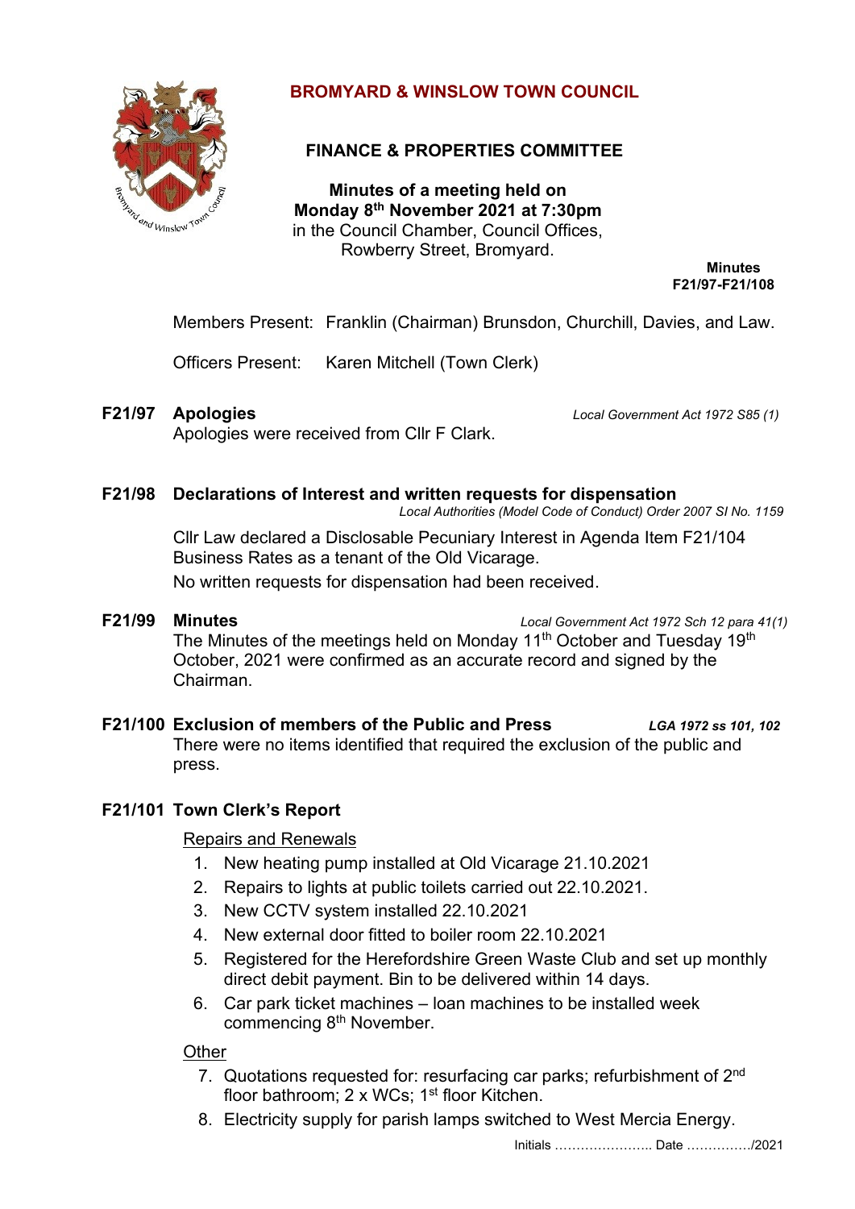# BROMYARD & WINSLOW TOWN COUNCIL

## FINANCE & PROPERTIES COMMITTEE

**Minutes of a meeting held on**
**Monday 8th November 2021 at 7:30pm**
in the Council Chamber, Council Offices,
Rowberry Street, Bromyard.

**Minutes**
**F21/97-F21/108**

Members Present: Franklin (Chairman) Brunsdon, Churchill, Davies, and Law.

Officers Present: Karen Mitchell (Town Clerk)

**F21/97 Apologies** *Local Government Act 1972 S85 (1)*

Apologies were received from Cllr F Clark.

**F21/98 Declarations of Interest and written requests for dispensation**
*Local Authorities (Model Code of Conduct) Order 2007 SI No. 1159*

Cllr Law declared a Disclosable Pecuniary Interest in Agenda Item F21/104 Business Rates as a tenant of the Old Vicarage.

No written requests for dispensation had been received.

**F21/99 Minutes** *Local Government Act 1972 Sch 12 para 41(1)*

The Minutes of the meetings held on Monday 11th October and Tuesday 19th October, 2021 were confirmed as an accurate record and signed by the Chairman.

**F21/100 Exclusion of members of the Public and Press** ***LGA 1972 ss 101, 102***

There were no items identified that required the exclusion of the public and press.

**F21/101 Town Clerk's Report**

Repairs and Renewals

1. New heating pump installed at Old Vicarage 21.10.2021
2. Repairs to lights at public toilets carried out 22.10.2021.
3. New CCTV system installed 22.10.2021
4. New external door fitted to boiler room 22.10.2021
5. Registered for the Herefordshire Green Waste Club and set up monthly direct debit payment. Bin to be delivered within 14 days.
6. Car park ticket machines – loan machines to be installed week commencing 8th November.

Other

7. Quotations requested for: resurfacing car parks; refurbishment of 2nd floor bathroom; 2 x WCs; 1st floor Kitchen.
8. Electricity supply for parish lamps switched to West Mercia Energy.

Initials ………………….. Date ……………/2021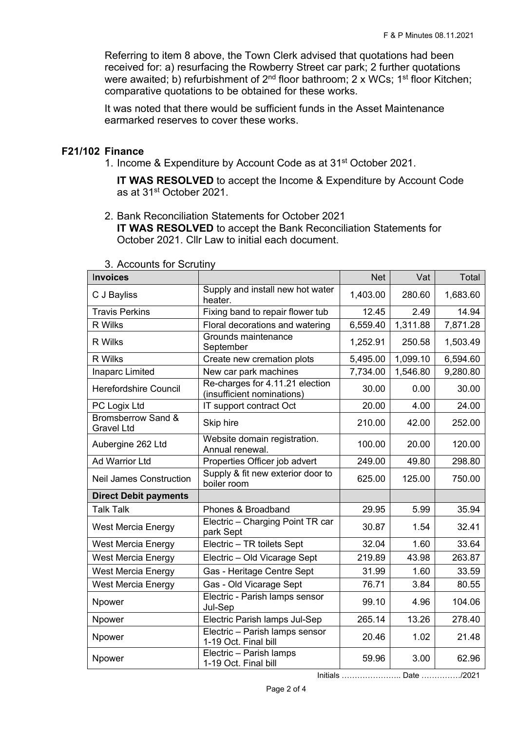Referring to item 8 above, the Town Clerk advised that quotations had been received for: a) resurfacing the Rowberry Street car park; 2 further quotations were awaited; b) refurbishment of 2nd floor bathroom; 2 x WCs; 1st floor Kitchen; comparative quotations to be obtained for these works.

It was noted that there would be sufficient funds in the Asset Maintenance earmarked reserves to cover these works.

**F21/102 Finance**

1. Income & Expenditure by Account Code as at 31st October 2021.

   **IT WAS RESOLVED** to accept the Income & Expenditure by Account Code as at 31st October 2021.

2. Bank Reconciliation Statements for October 2021
   **IT WAS RESOLVED** to accept the Bank Reconciliation Statements for October 2021. Cllr Law to initial each document.

3. Accounts for Scrutiny

| Invoices | | Net | Vat | Total |
|---|---|---|---|---|
| C J Bayliss | Supply and install new hot water heater. | 1,403.00 | 280.60 | 1,683.60 |
| Travis Perkins | Fixing band to repair flower tub | 12.45 | 2.49 | 14.94 |
| R Wilks | Floral decorations and watering | 6,559.40 | 1,311.88 | 7,871.28 |
| R Wilks | Grounds maintenance September | 1,252.91 | 250.58 | 1,503.49 |
| R Wilks | Create new cremation plots | 5,495.00 | 1,099.10 | 6,594.60 |
| Inaparc Limited | New car park machines | 7,734.00 | 1,546.80 | 9,280.80 |
| Herefordshire Council | Re-charges for 4.11.21 election (insufficient nominations) | 30.00 | 0.00 | 30.00 |
| PC Logix Ltd | IT support contract Oct | 20.00 | 4.00 | 24.00 |
| Bromsberrow Sand & Gravel Ltd | Skip hire | 210.00 | 42.00 | 252.00 |
| Aubergine 262 Ltd | Website domain registration. Annual renewal. | 100.00 | 20.00 | 120.00 |
| Ad Warrior Ltd | Properties Officer job advert | 249.00 | 49.80 | 298.80 |
| Neil James Construction | Supply & fit new exterior door to boiler room | 625.00 | 125.00 | 750.00 |
| **Direct Debit payments** | | | | |
| Talk Talk | Phones & Broadband | 29.95 | 5.99 | 35.94 |
| West Mercia Energy | Electric – Charging Point TR car park Sept | 30.87 | 1.54 | 32.41 |
| West Mercia Energy | Electric – TR toilets Sept | 32.04 | 1.60 | 33.64 |
| West Mercia Energy | Electric – Old Vicarage Sept | 219.89 | 43.98 | 263.87 |
| West Mercia Energy | Gas - Heritage Centre Sept | 31.99 | 1.60 | 33.59 |
| West Mercia Energy | Gas - Old Vicarage Sept | 76.71 | 3.84 | 80.55 |
| Npower | Electric - Parish lamps sensor Jul-Sep | 99.10 | 4.96 | 104.06 |
| Npower | Electric Parish lamps Jul-Sep | 265.14 | 13.26 | 278.40 |
| Npower | Electric – Parish lamps sensor 1-19 Oct. Final bill | 20.46 | 1.02 | 21.48 |
| Npower | Electric – Parish lamps 1-19 Oct. Final bill | 59.96 | 3.00 | 62.96 |

Initials ………………….. Date ……………/2021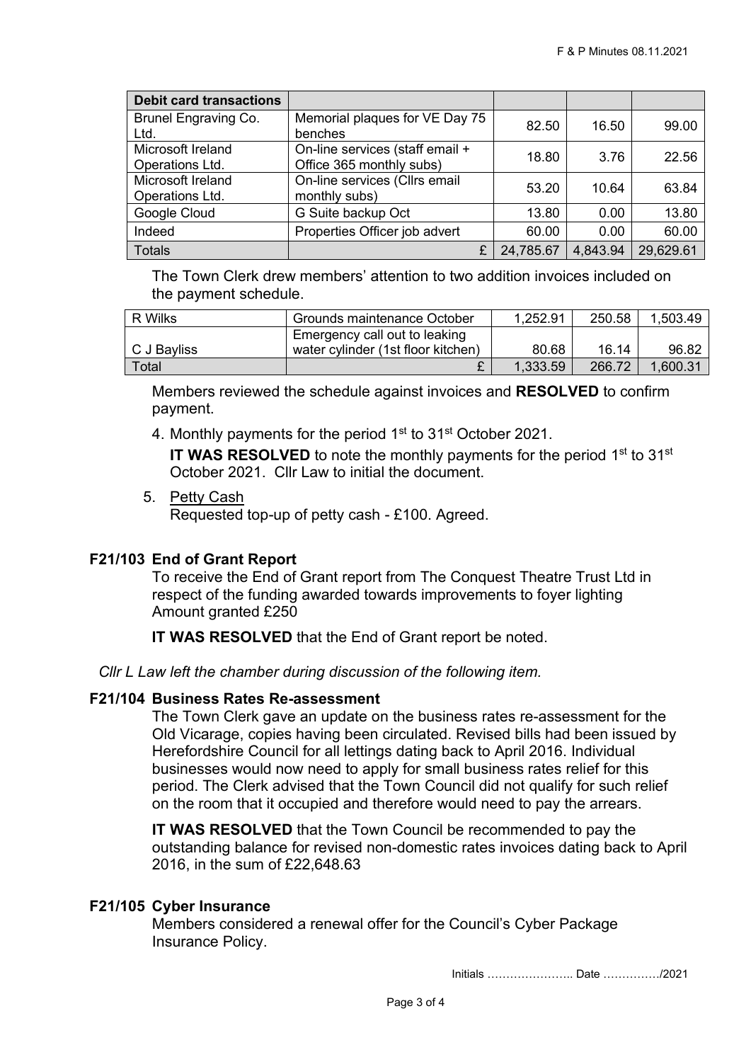| Debit card transactions | | | | |
|---|---|---|---|---|
| Brunel Engraving Co. Ltd. | Memorial plaques for VE Day 75 benches | 82.50 | 16.50 | 99.00 |
| Microsoft Ireland Operations Ltd. | On-line services (staff email + Office 365 monthly subs) | 18.80 | 3.76 | 22.56 |
| Microsoft Ireland Operations Ltd. | On-line services (Cllrs email monthly subs) | 53.20 | 10.64 | 63.84 |
| Google Cloud | G Suite backup Oct | 13.80 | 0.00 | 13.80 |
| Indeed | Properties Officer job advert | 60.00 | 0.00 | 60.00 |
| Totals | £ | 24,785.67 | 4,843.94 | 29,629.61 |

The Town Clerk drew members' attention to two addition invoices included on the payment schedule.

| R Wilks | Grounds maintenance October | 1,252.91 | 250.58 | 1,503.49 |
|---|---|---|---|---|
| C J Bayliss | Emergency call out to leaking water cylinder (1st floor kitchen) | 80.68 | 16.14 | 96.82 |
| Total | £ | 1,333.59 | 266.72 | 1,600.31 |

Members reviewed the schedule against invoices and **RESOLVED** to confirm payment.

4. Monthly payments for the period 1st to 31st October 2021.

   **IT WAS RESOLVED** to note the monthly payments for the period 1st to 31st October 2021. Cllr Law to initial the document.

5. Petty Cash

   Requested top-up of petty cash - £100. Agreed.

**F21/103 End of Grant Report**

To receive the End of Grant report from The Conquest Theatre Trust Ltd in respect of the funding awarded towards improvements to foyer lighting Amount granted £250

**IT WAS RESOLVED** that the End of Grant report be noted.

*Cllr L Law left the chamber during discussion of the following item.*

**F21/104 Business Rates Re-assessment**

The Town Clerk gave an update on the business rates re-assessment for the Old Vicarage, copies having been circulated. Revised bills had been issued by Herefordshire Council for all lettings dating back to April 2016. Individual businesses would now need to apply for small business rates relief for this period. The Clerk advised that the Town Council did not qualify for such relief on the room that it occupied and therefore would need to pay the arrears.

**IT WAS RESOLVED** that the Town Council be recommended to pay the outstanding balance for revised non-domestic rates invoices dating back to April 2016, in the sum of £22,648.63

**F21/105 Cyber Insurance**

Members considered a renewal offer for the Council's Cyber Package Insurance Policy.

Initials ………………….. Date …………../2021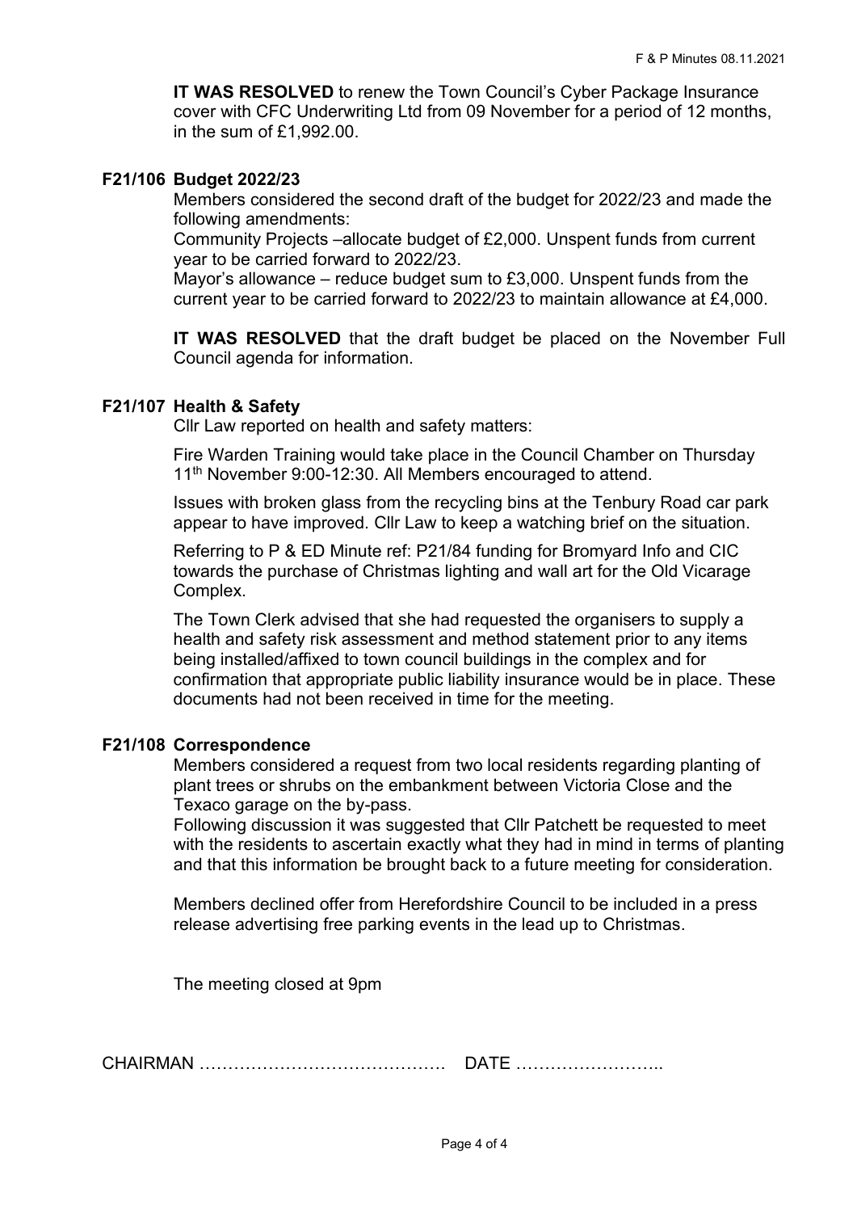**IT WAS RESOLVED** to renew the Town Council's Cyber Package Insurance cover with CFC Underwriting Ltd from 09 November for a period of 12 months, in the sum of £1,992.00.

**F21/106 Budget 2022/23**

Members considered the second draft of the budget for 2022/23 and made the following amendments:

Community Projects –allocate budget of £2,000. Unspent funds from current year to be carried forward to 2022/23.

Mayor's allowance – reduce budget sum to £3,000. Unspent funds from the current year to be carried forward to 2022/23 to maintain allowance at £4,000.

**IT WAS RESOLVED** that the draft budget be placed on the November Full Council agenda for information.

**F21/107 Health & Safety**

Cllr Law reported on health and safety matters:

Fire Warden Training would take place in the Council Chamber on Thursday 11th November 9:00-12:30. All Members encouraged to attend.

Issues with broken glass from the recycling bins at the Tenbury Road car park appear to have improved. Cllr Law to keep a watching brief on the situation.

Referring to P & ED Minute ref: P21/84 funding for Bromyard Info and CIC towards the purchase of Christmas lighting and wall art for the Old Vicarage Complex.

The Town Clerk advised that she had requested the organisers to supply a health and safety risk assessment and method statement prior to any items being installed/affixed to town council buildings in the complex and for confirmation that appropriate public liability insurance would be in place. These documents had not been received in time for the meeting.

**F21/108 Correspondence**

Members considered a request from two local residents regarding planting of plant trees or shrubs on the embankment between Victoria Close and the Texaco garage on the by-pass.

Following discussion it was suggested that Cllr Patchett be requested to meet with the residents to ascertain exactly what they had in mind in terms of planting and that this information be brought back to a future meeting for consideration.

Members declined offer from Herefordshire Council to be included in a press release advertising free parking events in the lead up to Christmas.

The meeting closed at 9pm

CHAIRMAN …………………………………… DATE ……………………..